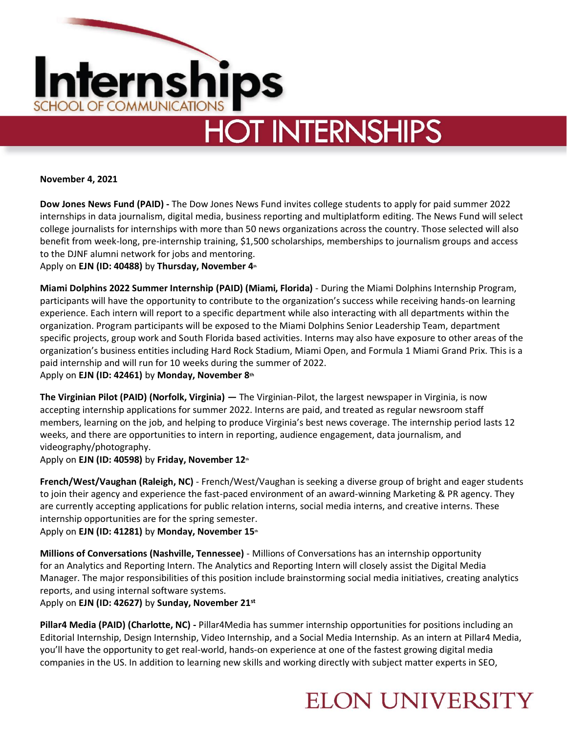# Internships

SCHOOL OF COMMUNICATIONS

## HOT INTERNSHIPS

**November 4, 2021**

**Dow Jones News Fund (PAID) -** The Dow Jones News Fund invites college students to apply for paid summer 2022 internships in data journalism, digital media, business reporting and multiplatform editing. The News Fund will select college journalists for internships with more than 50 news organizations across the country. Those selected will also benefit from week-long, pre-internship training, $1,500 scholarships, memberships to journalism groups and access to the DJNF alumni network for jobs and mentoring.
Apply on **EJN (ID: 40488)** by **Thursday, November 4th**

**Miami Dolphins 2022 Summer Internship (PAID) (Miami, Florida)** - During the Miami Dolphins Internship Program, participants will have the opportunity to contribute to the organization's success while receiving hands-on learning experience. Each intern will report to a specific department while also interacting with all departments within the organization. Program participants will be exposed to the Miami Dolphins Senior Leadership Team, department specific projects, group work and South Florida based activities. Interns may also have exposure to other areas of the organization's business entities including Hard Rock Stadium, Miami Open, and Formula 1 Miami Grand Prix. This is a paid internship and will run for 10 weeks during the summer of 2022.
Apply on **EJN (ID: 42461)** by **Monday, November 8th**

**The Virginian Pilot (PAID) (Norfolk, Virginia) —** The Virginian-Pilot, the largest newspaper in Virginia, is now accepting internship applications for summer 2022. Interns are paid, and treated as regular newsroom staff members, learning on the job, and helping to produce Virginia's best news coverage. The internship period lasts 12 weeks, and there are opportunities to intern in reporting, audience engagement, data journalism, and videography/photography.
Apply on **EJN (ID: 40598)** by **Friday, November 12th**

**French/West/Vaughan (Raleigh, NC)** - French/West/Vaughan is seeking a diverse group of bright and eager students to join their agency and experience the fast-paced environment of an award-winning Marketing & PR agency. They are currently accepting applications for public relation interns, social media interns, and creative interns. These internship opportunities are for the spring semester.
Apply on **EJN (ID: 41281)** by **Monday, November 15th**

**Millions of Conversations (Nashville, Tennessee)** - Millions of Conversations has an internship opportunity for an Analytics and Reporting Intern. The Analytics and Reporting Intern will closely assist the Digital Media Manager. The major responsibilities of this position include brainstorming social media initiatives, creating analytics reports, and using internal software systems.
Apply on **EJN (ID: 42627)** by **Sunday, November 21st**

**Pillar4 Media (PAID) (Charlotte, NC) -** Pillar4Media has summer internship opportunities for positions including an Editorial Internship, Design Internship, Video Internship, and a Social Media Internship. As an intern at Pillar4 Media, you'll have the opportunity to get real-world, hands-on experience at one of the fastest growing digital media companies in the US. In addition to learning new skills and working directly with subject matter experts in SEO,

ELON UNIVERSITY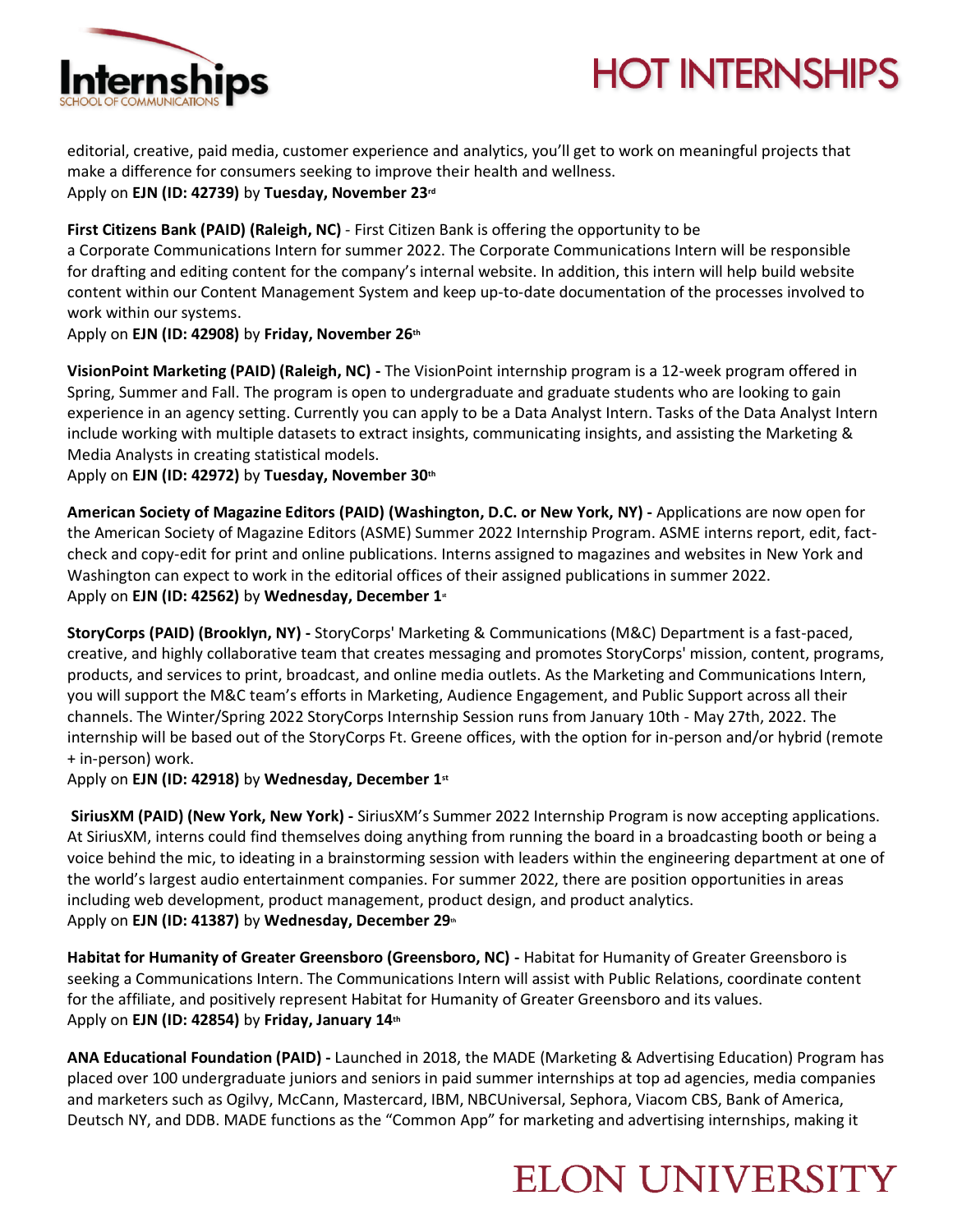editorial, creative, paid media, customer experience and analytics, you'll get to work on meaningful projects that make a difference for consumers seeking to improve their health and wellness.
Apply on **EJN (ID: 42739)** by **Tuesday, November 23rd**

**First Citizens Bank (PAID) (Raleigh, NC)** - First Citizen Bank is offering the opportunity to be a Corporate Communications Intern for summer 2022. The Corporate Communications Intern will be responsible for drafting and editing content for the company's internal website. In addition, this intern will help build website content within our Content Management System and keep up-to-date documentation of the processes involved to work within our systems.
Apply on **EJN (ID: 42908)** by **Friday, November 26th**

**VisionPoint Marketing (PAID) (Raleigh, NC) -** The VisionPoint internship program is a 12-week program offered in Spring, Summer and Fall. The program is open to undergraduate and graduate students who are looking to gain experience in an agency setting. Currently you can apply to be a Data Analyst Intern. Tasks of the Data Analyst Intern include working with multiple datasets to extract insights, communicating insights, and assisting the Marketing & Media Analysts in creating statistical models.
Apply on **EJN (ID: 42972)** by **Tuesday, November 30th**

**American Society of Magazine Editors (PAID) (Washington, D.C. or New York, NY) -** Applications are now open for the American Society of Magazine Editors (ASME) Summer 2022 Internship Program. ASME interns report, edit, fact-check and copy-edit for print and online publications. Interns assigned to magazines and websites in New York and Washington can expect to work in the editorial offices of their assigned publications in summer 2022.
Apply on **EJN (ID: 42562)** by **Wednesday, December 1st**

**StoryCorps (PAID) (Brooklyn, NY) -** StoryCorps' Marketing & Communications (M&C) Department is a fast-paced, creative, and highly collaborative team that creates messaging and promotes StoryCorps' mission, content, programs, products, and services to print, broadcast, and online media outlets. As the Marketing and Communications Intern, you will support the M&C team's efforts in Marketing, Audience Engagement, and Public Support across all their channels. The Winter/Spring 2022 StoryCorps Internship Session runs from January 10th - May 27th, 2022. The internship will be based out of the StoryCorps Ft. Greene offices, with the option for in-person and/or hybrid (remote + in-person) work.
Apply on **EJN (ID: 42918)** by **Wednesday, December 1st**

**SiriusXM (PAID) (New York, New York) -** SiriusXM's Summer 2022 Internship Program is now accepting applications. At SiriusXM, interns could find themselves doing anything from running the board in a broadcasting booth or being a voice behind the mic, to ideating in a brainstorming session with leaders within the engineering department at one of the world's largest audio entertainment companies. For summer 2022, there are position opportunities in areas including web development, product management, product design, and product analytics.
Apply on **EJN (ID: 41387)** by **Wednesday, December 29th**

**Habitat for Humanity of Greater Greensboro (Greensboro, NC) -** Habitat for Humanity of Greater Greensboro is seeking a Communications Intern. The Communications Intern will assist with Public Relations, coordinate content for the affiliate, and positively represent Habitat for Humanity of Greater Greensboro and its values.
Apply on **EJN (ID: 42854)** by **Friday, January 14th**

**ANA Educational Foundation (PAID) -** Launched in 2018, the MADE (Marketing & Advertising Education) Program has placed over 100 undergraduate juniors and seniors in paid summer internships at top ad agencies, media companies and marketers such as Ogilvy, McCann, Mastercard, IBM, NBCUniversal, Sephora, Viacom CBS, Bank of America, Deutsch NY, and DDB. MADE functions as the "Common App" for marketing and advertising internships, making it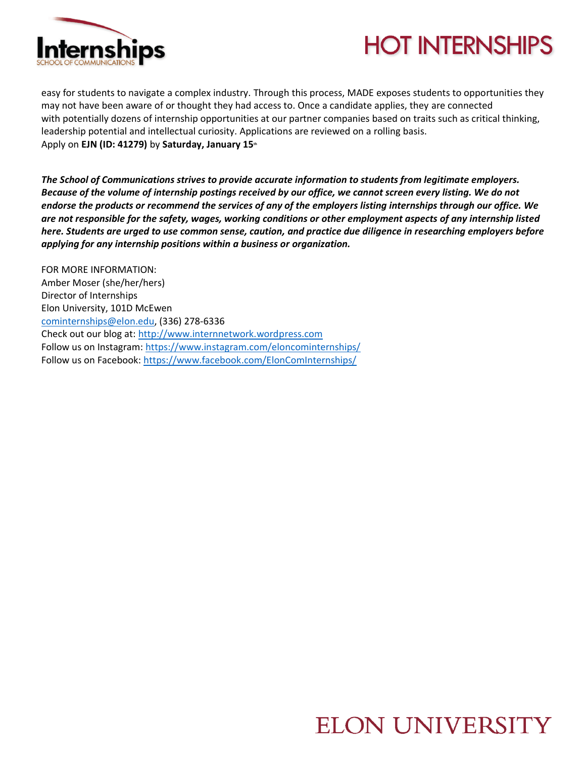easy for students to navigate a complex industry. Through this process, MADE exposes students to opportunities they may not have been aware of or thought they had access to. Once a candidate applies, they are connected with potentially dozens of internship opportunities at our partner companies based on traits such as critical thinking, leadership potential and intellectual curiosity. Applications are reviewed on a rolling basis.
Apply on **EJN (ID: 41279)** by **Saturday, January 15th**

***The School of Communications strives to provide accurate information to students from legitimate employers. Because of the volume of internship postings received by our office, we cannot screen every listing. We do not endorse the products or recommend the services of any of the employers listing internships through our office. We are not responsible for the safety, wages, working conditions or other employment aspects of any internship listed here. Students are urged to use common sense, caution, and practice due diligence in researching employers before applying for any internship positions within a business or organization.***

FOR MORE INFORMATION:
Amber Moser (she/her/hers)
Director of Internships
Elon University, 101D McEwen
cominternships@elon.edu, (336) 278-6336
Check out our blog at: http://www.internnetwork.wordpress.com
Follow us on Instagram: https://www.instagram.com/eloncominternships/
Follow us on Facebook: https://www.facebook.com/ElonComInternships/